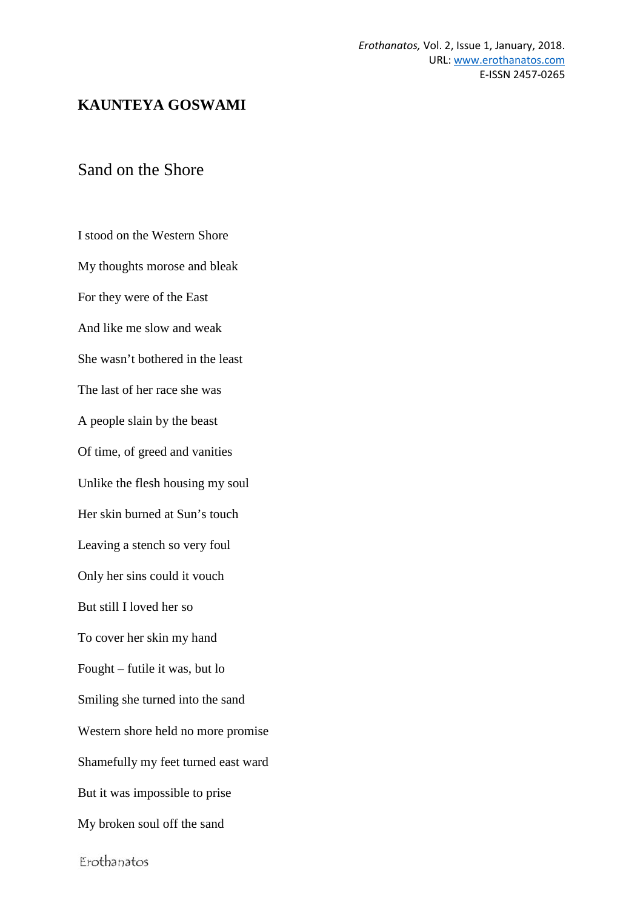**KAUNTEYA GOSWAMI**

## Sand on the Shore

I stood on the Western Shore

My thoughts morose and bleak

For they were of the East

And like me slow and weak

She wasn’t bothered in the least

The last of her race she was

A people slain by the beast

Of time, of greed and vanities

Unlike the flesh housing my soul

Her skin burned at Sun’s touch

Leaving a stench so very foul

Only her sins could it vouch

But still I loved her so

To cover her skin my hand

Fought – futile it was, but lo

Smiling she turned into the sand

Western shore held no more promise

Shamefully my feet turned east ward

But it was impossible to prise

My broken soul off the sand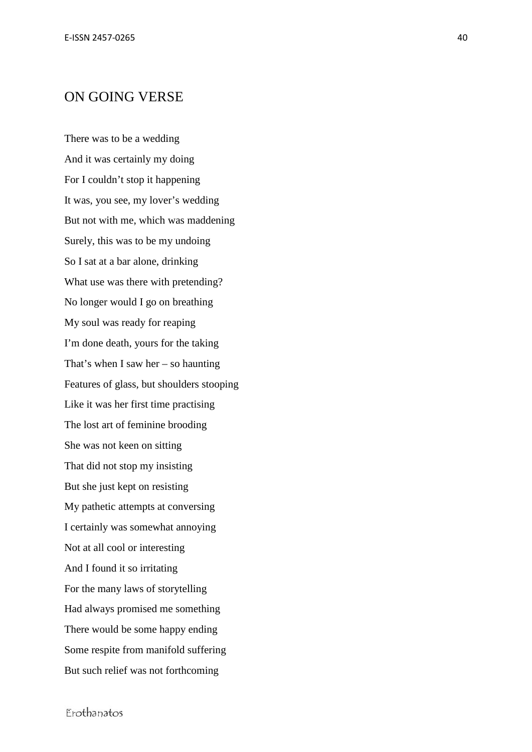## ON GOING VERSE

There was to be a wedding  
And it was certainly my doing  
For I couldn't stop it happening  
It was, you see, my lover's wedding  
But not with me, which was maddening  
Surely, this was to be my undoing  
So I sat at a bar alone, drinking  
What use was there with pretending?  
No longer would I go on breathing  
My soul was ready for reaping  
I'm done death, yours for the taking  
That's when I saw her – so haunting  
Features of glass, but shoulders stooping  
Like it was her first time practising  
The lost art of feminine brooding  
She was not keen on sitting  
That did not stop my insisting  
But she just kept on resisting  
My pathetic attempts at conversing  
I certainly was somewhat annoying  
Not at all cool or interesting  
And I found it so irritating  
For the many laws of storytelling  
Had always promised me something  
There would be some happy ending  
Some respite from manifold suffering  
But such relief was not forthcoming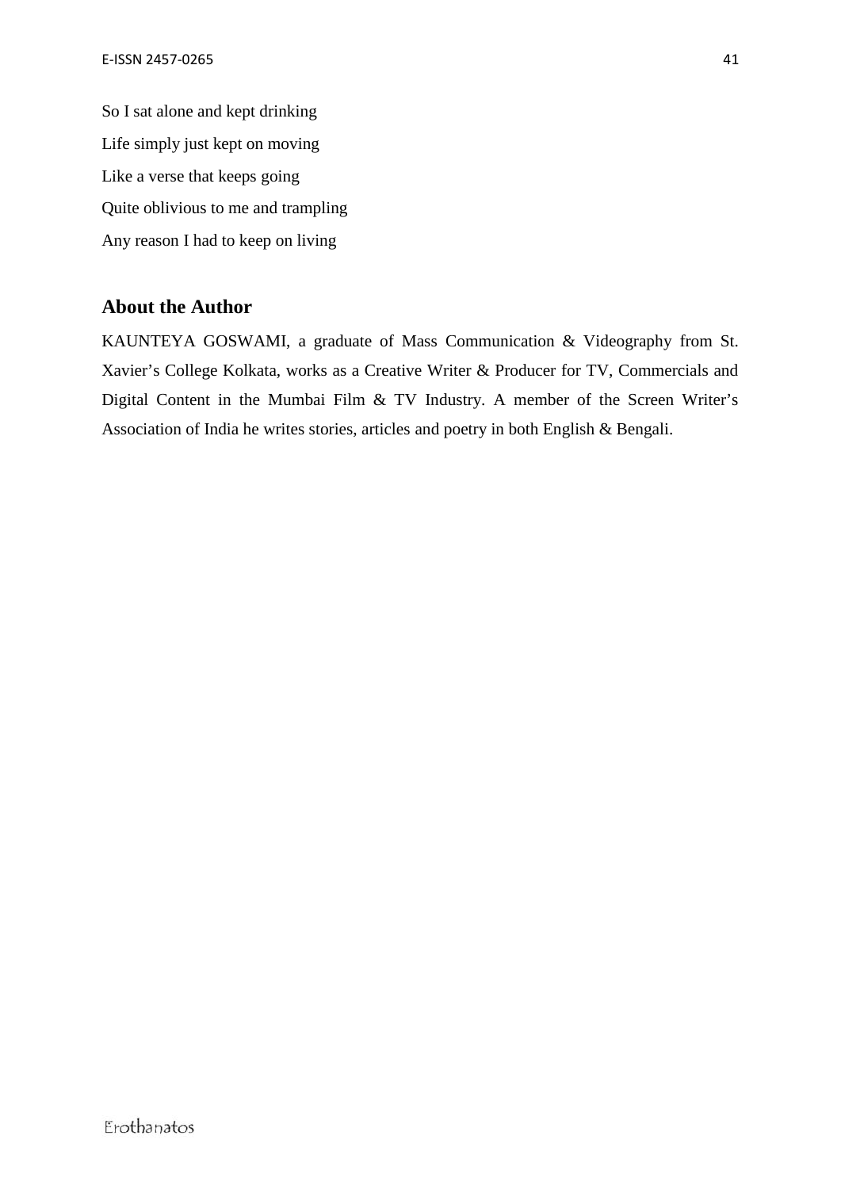So I sat alone and kept drinking
Life simply just kept on moving
Like a verse that keeps going
Quite oblivious to me and trampling
Any reason I had to keep on living

## About the Author

KAUNTEYA GOSWAMI, a graduate of Mass Communication & Videography from St. Xavier's College Kolkata, works as a Creative Writer & Producer for TV, Commercials and Digital Content in the Mumbai Film & TV Industry. A member of the Screen Writer's Association of India he writes stories, articles and poetry in both English & Bengali.